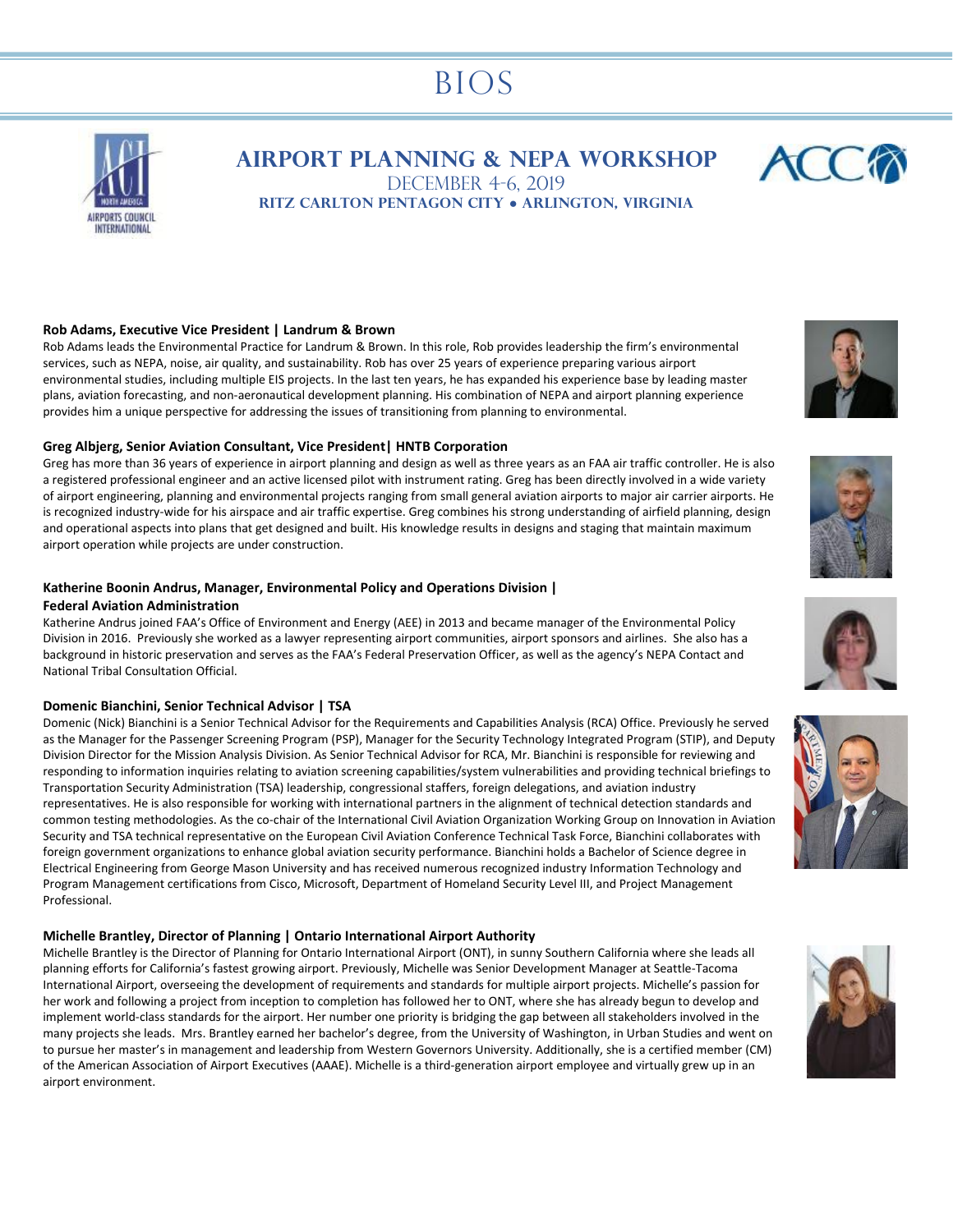# BIOS

## AIRPORT PLANNING & NEPA WORKSHOP

DECEMBER 4-6, 2019

**RITZ CARLTON PENTAGON CITY • ARLINGTON, VIRGINIA**

**Rob Adams, Executive Vice President | Landrum & Brown**

Rob Adams leads the Environmental Practice for Landrum & Brown. In this role, Rob provides leadership the firm's environmental services, such as NEPA, noise, air quality, and sustainability. Rob has over 25 years of experience preparing various airport environmental studies, including multiple EIS projects. In the last ten years, he has expanded his experience base by leading master plans, aviation forecasting, and non-aeronautical development planning. His combination of NEPA and airport planning experience provides him a unique perspective for addressing the issues of transitioning from planning to environmental.

**Greg Albjerg, Senior Aviation Consultant, Vice President| HNTB Corporation**

Greg has more than 36 years of experience in airport planning and design as well as three years as an FAA air traffic controller. He is also a registered professional engineer and an active licensed pilot with instrument rating. Greg has been directly involved in a wide variety of airport engineering, planning and environmental projects ranging from small general aviation airports to major air carrier airports. He is recognized industry-wide for his airspace and air traffic expertise. Greg combines his strong understanding of airfield planning, design and operational aspects into plans that get designed and built. His knowledge results in designs and staging that maintain maximum airport operation while projects are under construction.

**Katherine Boonin Andrus, Manager, Environmental Policy and Operations Division | Federal Aviation Administration**

Katherine Andrus joined FAA's Office of Environment and Energy (AEE) in 2013 and became manager of the Environmental Policy Division in 2016. Previously she worked as a lawyer representing airport communities, airport sponsors and airlines. She also has a background in historic preservation and serves as the FAA's Federal Preservation Officer, as well as the agency's NEPA Contact and National Tribal Consultation Official.

**Domenic Bianchini, Senior Technical Advisor | TSA**

Domenic (Nick) Bianchini is a Senior Technical Advisor for the Requirements and Capabilities Analysis (RCA) Office. Previously he served as the Manager for the Passenger Screening Program (PSP), Manager for the Security Technology Integrated Program (STIP), and Deputy Division Director for the Mission Analysis Division. As Senior Technical Advisor for RCA, Mr. Bianchini is responsible for reviewing and responding to information inquiries relating to aviation screening capabilities/system vulnerabilities and providing technical briefings to Transportation Security Administration (TSA) leadership, congressional staffers, foreign delegations, and aviation industry representatives. He is also responsible for working with international partners in the alignment of technical detection standards and common testing methodologies. As the co-chair of the International Civil Aviation Organization Working Group on Innovation in Aviation Security and TSA technical representative on the European Civil Aviation Conference Technical Task Force, Bianchini collaborates with foreign government organizations to enhance global aviation security performance. Bianchini holds a Bachelor of Science degree in Electrical Engineering from George Mason University and has received numerous recognized industry Information Technology and Program Management certifications from Cisco, Microsoft, Department of Homeland Security Level III, and Project Management Professional.

**Michelle Brantley, Director of Planning | Ontario International Airport Authority**

Michelle Brantley is the Director of Planning for Ontario International Airport (ONT), in sunny Southern California where she leads all planning efforts for California's fastest growing airport. Previously, Michelle was Senior Development Manager at Seattle-Tacoma International Airport, overseeing the development of requirements and standards for multiple airport projects. Michelle's passion for her work and following a project from inception to completion has followed her to ONT, where she has already begun to develop and implement world-class standards for the airport. Her number one priority is bridging the gap between all stakeholders involved in the many projects she leads. Mrs. Brantley earned her bachelor's degree, from the University of Washington, in Urban Studies and went on to pursue her master's in management and leadership from Western Governors University. Additionally, she is a certified member (CM) of the American Association of Airport Executives (AAAE). Michelle is a third-generation airport employee and virtually grew up in an airport environment.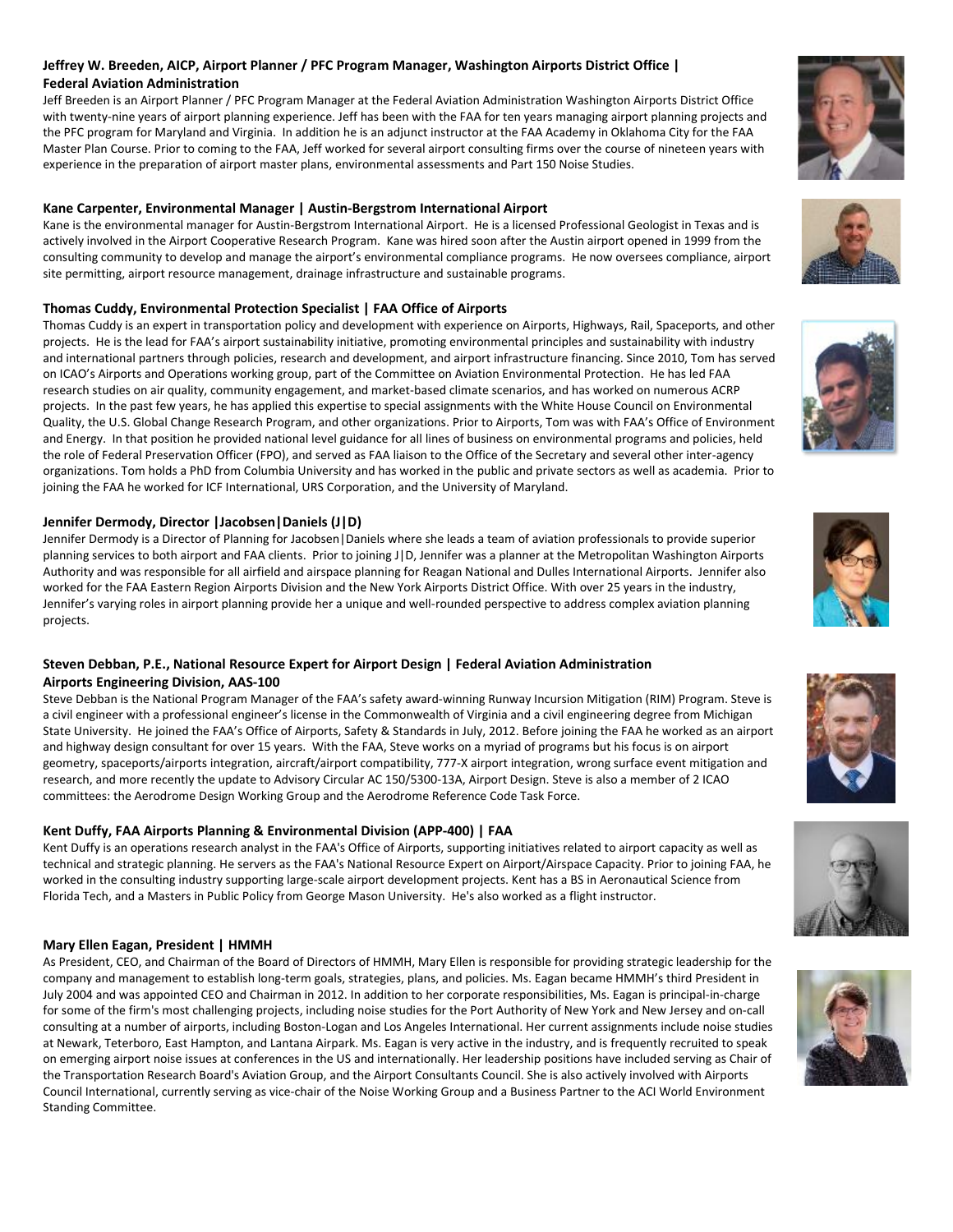**Jeffrey W. Breeden, AICP, Airport Planner / PFC Program Manager, Washington Airports District Office | Federal Aviation Administration**

Jeff Breeden is an Airport Planner / PFC Program Manager at the Federal Aviation Administration Washington Airports District Office with twenty-nine years of airport planning experience. Jeff has been with the FAA for ten years managing airport planning projects and the PFC program for Maryland and Virginia. In addition he is an adjunct instructor at the FAA Academy in Oklahoma City for the FAA Master Plan Course. Prior to coming to the FAA, Jeff worked for several airport consulting firms over the course of nineteen years with experience in the preparation of airport master plans, environmental assessments and Part 150 Noise Studies.

**Kane Carpenter, Environmental Manager | Austin-Bergstrom International Airport**

Kane is the environmental manager for Austin-Bergstrom International Airport. He is a licensed Professional Geologist in Texas and is actively involved in the Airport Cooperative Research Program. Kane was hired soon after the Austin airport opened in 1999 from the consulting community to develop and manage the airport's environmental compliance programs. He now oversees compliance, airport site permitting, airport resource management, drainage infrastructure and sustainable programs.

**Thomas Cuddy, Environmental Protection Specialist | FAA Office of Airports**

Thomas Cuddy is an expert in transportation policy and development with experience on Airports, Highways, Rail, Spaceports, and other projects. He is the lead for FAA's airport sustainability initiative, promoting environmental principles and sustainability with industry and international partners through policies, research and development, and airport infrastructure financing. Since 2010, Tom has served on ICAO's Airports and Operations working group, part of the Committee on Aviation Environmental Protection. He has led FAA research studies on air quality, community engagement, and market-based climate scenarios, and has worked on numerous ACRP projects. In the past few years, he has applied this expertise to special assignments with the White House Council on Environmental Quality, the U.S. Global Change Research Program, and other organizations. Prior to Airports, Tom was with FAA's Office of Environment and Energy. In that position he provided national level guidance for all lines of business on environmental programs and policies, held the role of Federal Preservation Officer (FPO), and served as FAA liaison to the Office of the Secretary and several other inter-agency organizations. Tom holds a PhD from Columbia University and has worked in the public and private sectors as well as academia. Prior to joining the FAA he worked for ICF International, URS Corporation, and the University of Maryland.

**Jennifer Dermody, Director |Jacobsen|Daniels (J|D)**

Jennifer Dermody is a Director of Planning for Jacobsen|Daniels where she leads a team of aviation professionals to provide superior planning services to both airport and FAA clients. Prior to joining J|D, Jennifer was a planner at the Metropolitan Washington Airports Authority and was responsible for all airfield and airspace planning for Reagan National and Dulles International Airports. Jennifer also worked for the FAA Eastern Region Airports Division and the New York Airports District Office. With over 25 years in the industry, Jennifer's varying roles in airport planning provide her a unique and well-rounded perspective to address complex aviation planning projects.

**Steven Debban, P.E., National Resource Expert for Airport Design | Federal Aviation Administration Airports Engineering Division, AAS-100**

Steve Debban is the National Program Manager of the FAA's safety award-winning Runway Incursion Mitigation (RIM) Program. Steve is a civil engineer with a professional engineer's license in the Commonwealth of Virginia and a civil engineering degree from Michigan State University. He joined the FAA's Office of Airports, Safety & Standards in July, 2012. Before joining the FAA he worked as an airport and highway design consultant for over 15 years. With the FAA, Steve works on a myriad of programs but his focus is on airport geometry, spaceports/airports integration, aircraft/airport compatibility, 777-X airport integration, wrong surface event mitigation and research, and more recently the update to Advisory Circular AC 150/5300-13A, Airport Design. Steve is also a member of 2 ICAO committees: the Aerodrome Design Working Group and the Aerodrome Reference Code Task Force.

**Kent Duffy, FAA Airports Planning & Environmental Division (APP-400) | FAA**

Kent Duffy is an operations research analyst in the FAA's Office of Airports, supporting initiatives related to airport capacity as well as technical and strategic planning. He servers as the FAA's National Resource Expert on Airport/Airspace Capacity. Prior to joining FAA, he worked in the consulting industry supporting large-scale airport development projects. Kent has a BS in Aeronautical Science from Florida Tech, and a Masters in Public Policy from George Mason University. He's also worked as a flight instructor.

**Mary Ellen Eagan, President | HMMH**

As President, CEO, and Chairman of the Board of Directors of HMMH, Mary Ellen is responsible for providing strategic leadership for the company and management to establish long-term goals, strategies, plans, and policies. Ms. Eagan became HMMH's third President in July 2004 and was appointed CEO and Chairman in 2012. In addition to her corporate responsibilities, Ms. Eagan is principal-in-charge for some of the firm's most challenging projects, including noise studies for the Port Authority of New York and New Jersey and on-call consulting at a number of airports, including Boston-Logan and Los Angeles International. Her current assignments include noise studies at Newark, Teterboro, East Hampton, and Lantana Airpark. Ms. Eagan is very active in the industry, and is frequently recruited to speak on emerging airport noise issues at conferences in the US and internationally. Her leadership positions have included serving as Chair of the Transportation Research Board's Aviation Group, and the Airport Consultants Council. She is also actively involved with Airports Council International, currently serving as vice-chair of the Noise Working Group and a Business Partner to the ACI World Environment Standing Committee.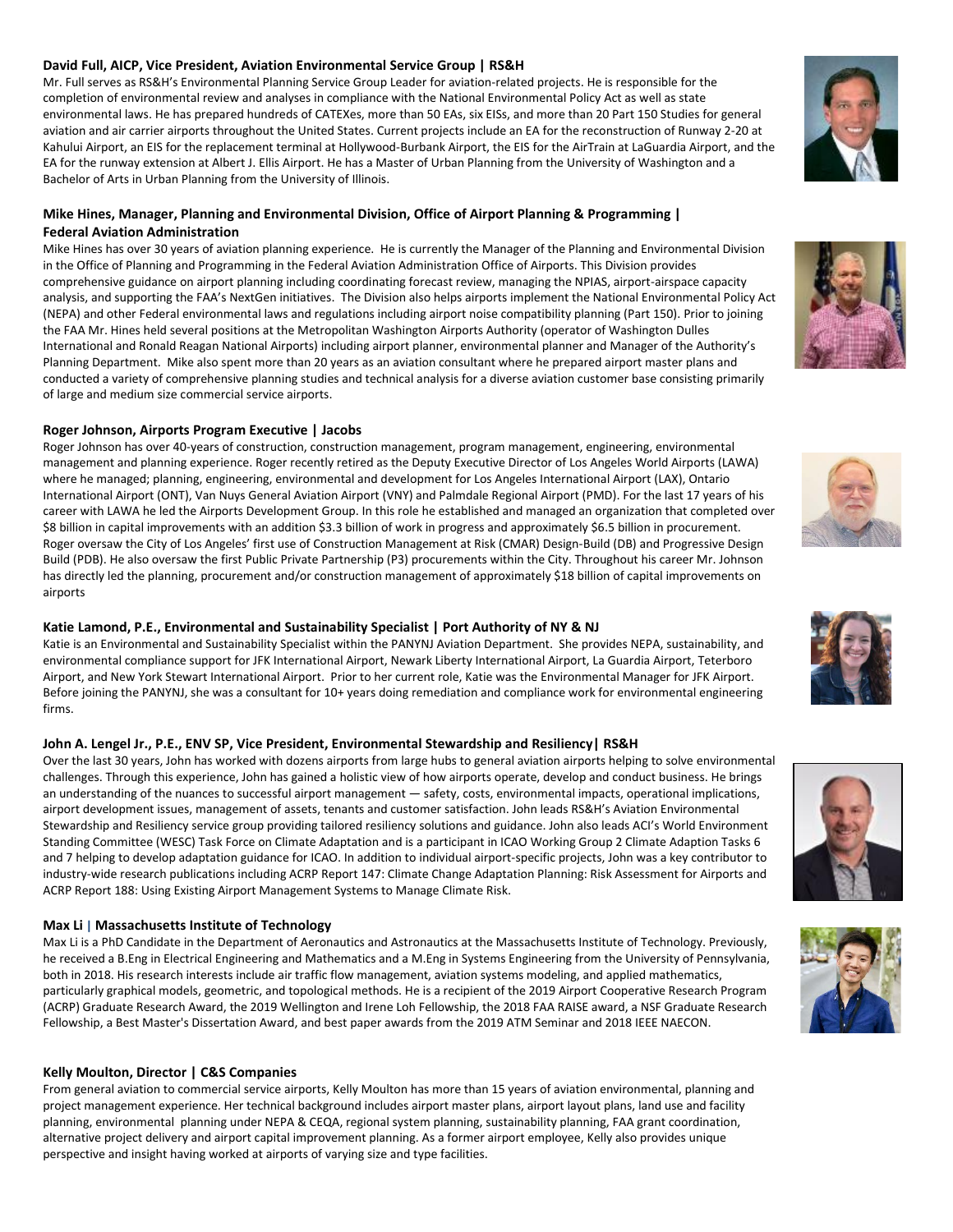**David Full, AICP, Vice President, Aviation Environmental Service Group | RS&H**

Mr. Full serves as RS&H's Environmental Planning Service Group Leader for aviation-related projects. He is responsible for the completion of environmental review and analyses in compliance with the National Environmental Policy Act as well as state environmental laws. He has prepared hundreds of CATEXes, more than 50 EAs, six EISs, and more than 20 Part 150 Studies for general aviation and air carrier airports throughout the United States. Current projects include an EA for the reconstruction of Runway 2-20 at Kahului Airport, an EIS for the replacement terminal at Hollywood-Burbank Airport, the EIS for the AirTrain at LaGuardia Airport, and the EA for the runway extension at Albert J. Ellis Airport. He has a Master of Urban Planning from the University of Washington and a Bachelor of Arts in Urban Planning from the University of Illinois.

**Mike Hines, Manager, Planning and Environmental Division, Office of Airport Planning & Programming | Federal Aviation Administration**

Mike Hines has over 30 years of aviation planning experience. He is currently the Manager of the Planning and Environmental Division in the Office of Planning and Programming in the Federal Aviation Administration Office of Airports. This Division provides comprehensive guidance on airport planning including coordinating forecast review, managing the NPIAS, airport-airspace capacity analysis, and supporting the FAA's NextGen initiatives. The Division also helps airports implement the National Environmental Policy Act (NEPA) and other Federal environmental laws and regulations including airport noise compatibility planning (Part 150). Prior to joining the FAA Mr. Hines held several positions at the Metropolitan Washington Airports Authority (operator of Washington Dulles International and Ronald Reagan National Airports) including airport planner, environmental planner and Manager of the Authority's Planning Department. Mike also spent more than 20 years as an aviation consultant where he prepared airport master plans and conducted a variety of comprehensive planning studies and technical analysis for a diverse aviation customer base consisting primarily of large and medium size commercial service airports.

**Roger Johnson, Airports Program Executive | Jacobs**

Roger Johnson has over 40-years of construction, construction management, program management, engineering, environmental management and planning experience. Roger recently retired as the Deputy Executive Director of Los Angeles World Airports (LAWA) where he managed; planning, engineering, environmental and development for Los Angeles International Airport (LAX), Ontario International Airport (ONT), Van Nuys General Aviation Airport (VNY) and Palmdale Regional Airport (PMD). For the last 17 years of his career with LAWA he led the Airports Development Group. In this role he established and managed an organization that completed over $8 billion in capital improvements with an addition $3.3 billion of work in progress and approximately $6.5 billion in procurement. Roger oversaw the City of Los Angeles' first use of Construction Management at Risk (CMAR) Design-Build (DB) and Progressive Design Build (PDB). He also oversaw the first Public Private Partnership (P3) procurements within the City. Throughout his career Mr. Johnson has directly led the planning, procurement and/or construction management of approximately $18 billion of capital improvements on airports

**Katie Lamond, P.E., Environmental and Sustainability Specialist | Port Authority of NY & NJ**

Katie is an Environmental and Sustainability Specialist within the PANYNJ Aviation Department. She provides NEPA, sustainability, and environmental compliance support for JFK International Airport, Newark Liberty International Airport, La Guardia Airport, Teterboro Airport, and New York Stewart International Airport. Prior to her current role, Katie was the Environmental Manager for JFK Airport. Before joining the PANYNJ, she was a consultant for 10+ years doing remediation and compliance work for environmental engineering firms.

**John A. Lengel Jr., P.E., ENV SP, Vice President, Environmental Stewardship and Resiliency| RS&H**

Over the last 30 years, John has worked with dozens airports from large hubs to general aviation airports helping to solve environmental challenges. Through this experience, John has gained a holistic view of how airports operate, develop and conduct business. He brings an understanding of the nuances to successful airport management — safety, costs, environmental impacts, operational implications, airport development issues, management of assets, tenants and customer satisfaction. John leads RS&H's Aviation Environmental Stewardship and Resiliency service group providing tailored resiliency solutions and guidance. John also leads ACI's World Environment Standing Committee (WESC) Task Force on Climate Adaptation and is a participant in ICAO Working Group 2 Climate Adaption Tasks 6 and 7 helping to develop adaptation guidance for ICAO. In addition to individual airport-specific projects, John was a key contributor to industry-wide research publications including ACRP Report 147: Climate Change Adaptation Planning: Risk Assessment for Airports and ACRP Report 188: Using Existing Airport Management Systems to Manage Climate Risk.

**Max Li | Massachusetts Institute of Technology**

Max Li is a PhD Candidate in the Department of Aeronautics and Astronautics at the Massachusetts Institute of Technology. Previously, he received a B.Eng in Electrical Engineering and Mathematics and a M.Eng in Systems Engineering from the University of Pennsylvania, both in 2018. His research interests include air traffic flow management, aviation systems modeling, and applied mathematics, particularly graphical models, geometric, and topological methods. He is a recipient of the 2019 Airport Cooperative Research Program (ACRP) Graduate Research Award, the 2019 Wellington and Irene Loh Fellowship, the 2018 FAA RAISE award, a NSF Graduate Research Fellowship, a Best Master's Dissertation Award, and best paper awards from the 2019 ATM Seminar and 2018 IEEE NAECON.

**Kelly Moulton, Director | C&S Companies**

From general aviation to commercial service airports, Kelly Moulton has more than 15 years of aviation environmental, planning and project management experience. Her technical background includes airport master plans, airport layout plans, land use and facility planning, environmental planning under NEPA & CEQA, regional system planning, sustainability planning, FAA grant coordination, alternative project delivery and airport capital improvement planning. As a former airport employee, Kelly also provides unique perspective and insight having worked at airports of varying size and type facilities.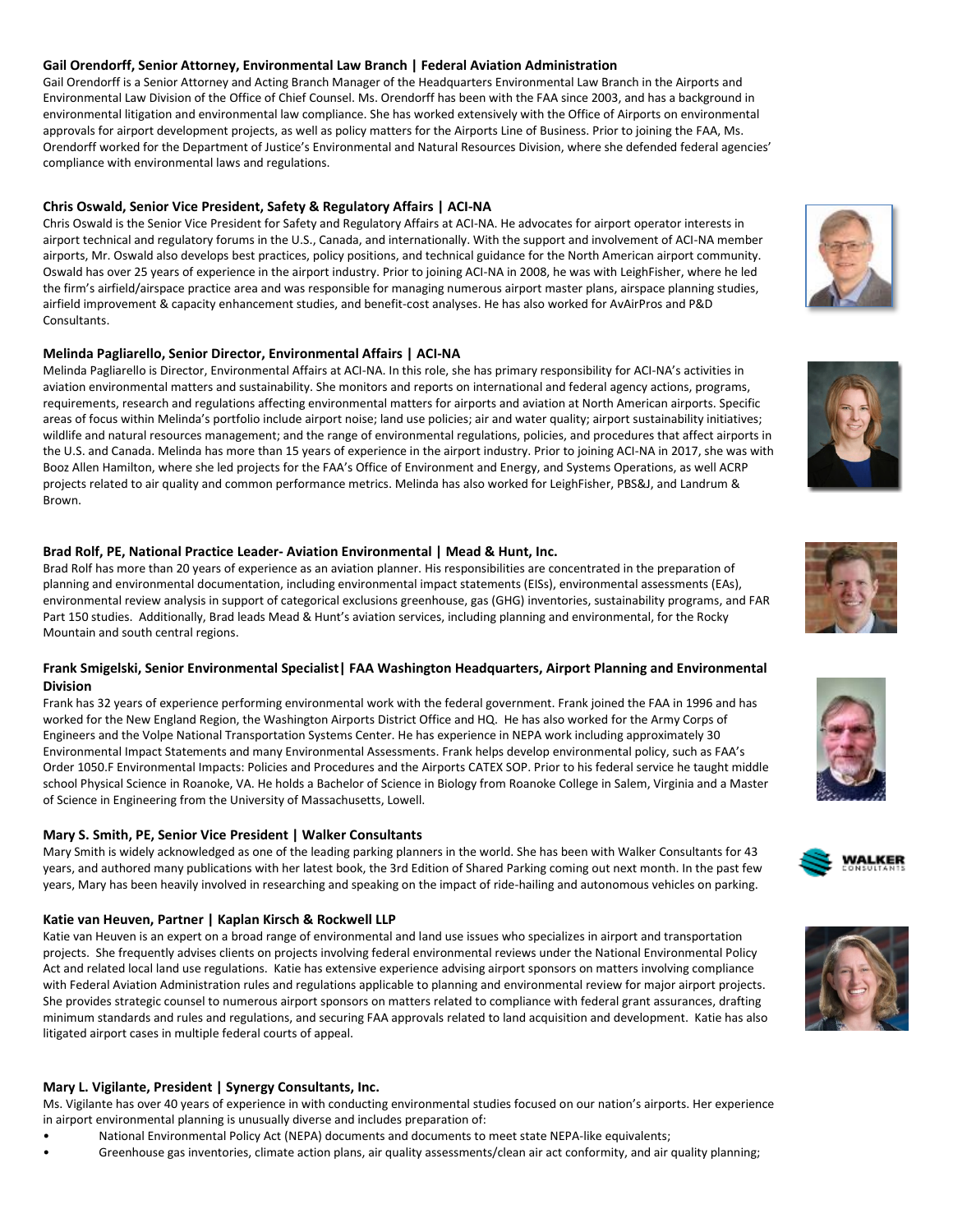**Gail Orendorff, Senior Attorney, Environmental Law Branch | Federal Aviation Administration**

Gail Orendorff is a Senior Attorney and Acting Branch Manager of the Headquarters Environmental Law Branch in the Airports and Environmental Law Division of the Office of Chief Counsel. Ms. Orendorff has been with the FAA since 2003, and has a background in environmental litigation and environmental law compliance. She has worked extensively with the Office of Airports on environmental approvals for airport development projects, as well as policy matters for the Airports Line of Business. Prior to joining the FAA, Ms. Orendorff worked for the Department of Justice's Environmental and Natural Resources Division, where she defended federal agencies' compliance with environmental laws and regulations.

**Chris Oswald, Senior Vice President, Safety & Regulatory Affairs | ACI-NA**

Chris Oswald is the Senior Vice President for Safety and Regulatory Affairs at ACI-NA. He advocates for airport operator interests in airport technical and regulatory forums in the U.S., Canada, and internationally. With the support and involvement of ACI-NA member airports, Mr. Oswald also develops best practices, policy positions, and technical guidance for the North American airport community. Oswald has over 25 years of experience in the airport industry. Prior to joining ACI-NA in 2008, he was with LeighFisher, where he led the firm's airfield/airspace practice area and was responsible for managing numerous airport master plans, airspace planning studies, airfield improvement & capacity enhancement studies, and benefit-cost analyses. He has also worked for AvAirPros and P&D Consultants.

**Melinda Pagliarello, Senior Director, Environmental Affairs | ACI-NA**

Melinda Pagliarello is Director, Environmental Affairs at ACI-NA. In this role, she has primary responsibility for ACI-NA's activities in aviation environmental matters and sustainability. She monitors and reports on international and federal agency actions, programs, requirements, research and regulations affecting environmental matters for airports and aviation at North American airports. Specific areas of focus within Melinda's portfolio include airport noise; land use policies; air and water quality; airport sustainability initiatives; wildlife and natural resources management; and the range of environmental regulations, policies, and procedures that affect airports in the U.S. and Canada. Melinda has more than 15 years of experience in the airport industry. Prior to joining ACI-NA in 2017, she was with Booz Allen Hamilton, where she led projects for the FAA's Office of Environment and Energy, and Systems Operations, as well ACRP projects related to air quality and common performance metrics. Melinda has also worked for LeighFisher, PBS&J, and Landrum & Brown.

**Brad Rolf, PE, National Practice Leader- Aviation Environmental | Mead & Hunt, Inc.**

Brad Rolf has more than 20 years of experience as an aviation planner. His responsibilities are concentrated in the preparation of planning and environmental documentation, including environmental impact statements (EISs), environmental assessments (EAs), environmental review analysis in support of categorical exclusions greenhouse, gas (GHG) inventories, sustainability programs, and FAR Part 150 studies. Additionally, Brad leads Mead & Hunt's aviation services, including planning and environmental, for the Rocky Mountain and south central regions.

**Frank Smigelski, Senior Environmental Specialist| FAA Washington Headquarters, Airport Planning and Environmental Division**

Frank has 32 years of experience performing environmental work with the federal government. Frank joined the FAA in 1996 and has worked for the New England Region, the Washington Airports District Office and HQ. He has also worked for the Army Corps of Engineers and the Volpe National Transportation Systems Center. He has experience in NEPA work including approximately 30 Environmental Impact Statements and many Environmental Assessments. Frank helps develop environmental policy, such as FAA's Order 1050.F Environmental Impacts: Policies and Procedures and the Airports CATEX SOP. Prior to his federal service he taught middle school Physical Science in Roanoke, VA. He holds a Bachelor of Science in Biology from Roanoke College in Salem, Virginia and a Master of Science in Engineering from the University of Massachusetts, Lowell.

**Mary S. Smith, PE, Senior Vice President | Walker Consultants**

Mary Smith is widely acknowledged as one of the leading parking planners in the world. She has been with Walker Consultants for 43 years, and authored many publications with her latest book, the 3rd Edition of Shared Parking coming out next month. In the past few years, Mary has been heavily involved in researching and speaking on the impact of ride-hailing and autonomous vehicles on parking.

**Katie van Heuven, Partner | Kaplan Kirsch & Rockwell LLP**

Katie van Heuven is an expert on a broad range of environmental and land use issues who specializes in airport and transportation projects. She frequently advises clients on projects involving federal environmental reviews under the National Environmental Policy Act and related local land use regulations. Katie has extensive experience advising airport sponsors on matters involving compliance with Federal Aviation Administration rules and regulations applicable to planning and environmental review for major airport projects. She provides strategic counsel to numerous airport sponsors on matters related to compliance with federal grant assurances, drafting minimum standards and rules and regulations, and securing FAA approvals related to land acquisition and development. Katie has also litigated airport cases in multiple federal courts of appeal.

**Mary L. Vigilante, President | Synergy Consultants, Inc.**

Ms. Vigilante has over 40 years of experience in with conducting environmental studies focused on our nation's airports. Her experience in airport environmental planning is unusually diverse and includes preparation of:

- National Environmental Policy Act (NEPA) documents and documents to meet state NEPA-like equivalents;
- Greenhouse gas inventories, climate action plans, air quality assessments/clean air act conformity, and air quality planning;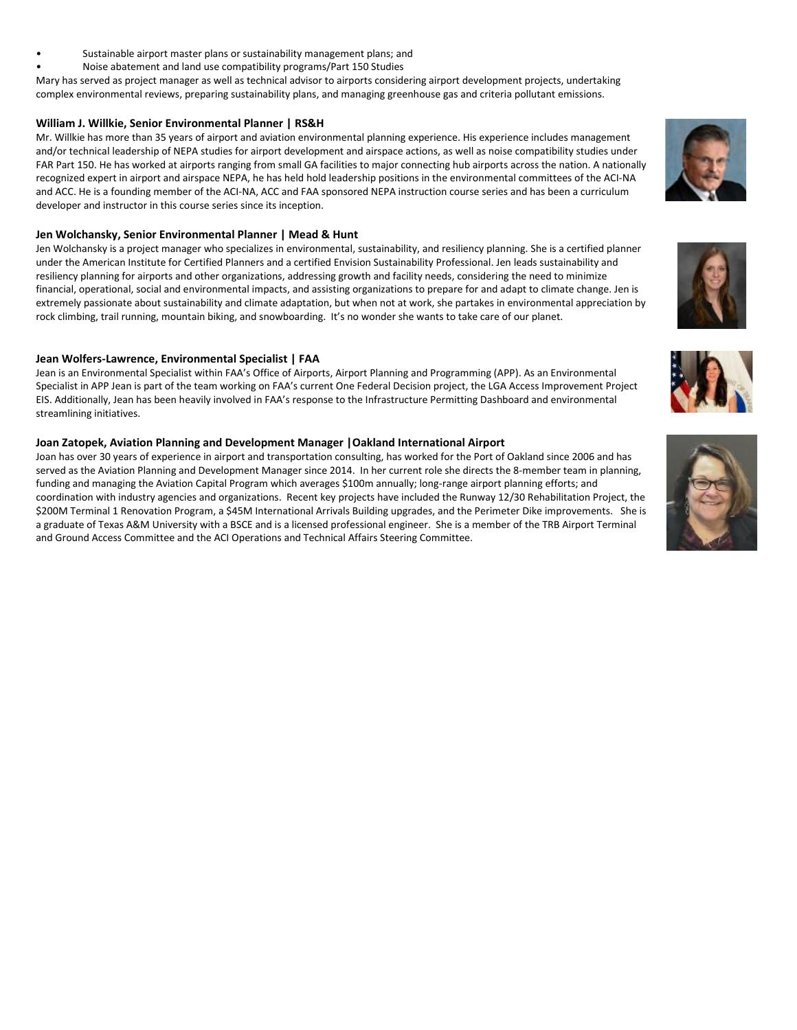- Sustainable airport master plans or sustainability management plans; and
- Noise abatement and land use compatibility programs/Part 150 Studies

Mary has served as project manager as well as technical advisor to airports considering airport development projects, undertaking complex environmental reviews, preparing sustainability plans, and managing greenhouse gas and criteria pollutant emissions.

**William J. Willkie, Senior Environmental Planner | RS&H**

Mr. Willkie has more than 35 years of airport and aviation environmental planning experience. His experience includes management and/or technical leadership of NEPA studies for airport development and airspace actions, as well as noise compatibility studies under FAR Part 150. He has worked at airports ranging from small GA facilities to major connecting hub airports across the nation. A nationally recognized expert in airport and airspace NEPA, he has held hold leadership positions in the environmental committees of the ACI-NA and ACC. He is a founding member of the ACI-NA, ACC and FAA sponsored NEPA instruction course series and has been a curriculum developer and instructor in this course series since its inception.

**Jen Wolchansky, Senior Environmental Planner | Mead & Hunt**

Jen Wolchansky is a project manager who specializes in environmental, sustainability, and resiliency planning. She is a certified planner under the American Institute for Certified Planners and a certified Envision Sustainability Professional. Jen leads sustainability and resiliency planning for airports and other organizations, addressing growth and facility needs, considering the need to minimize financial, operational, social and environmental impacts, and assisting organizations to prepare for and adapt to climate change. Jen is extremely passionate about sustainability and climate adaptation, but when not at work, she partakes in environmental appreciation by rock climbing, trail running, mountain biking, and snowboarding. It's no wonder she wants to take care of our planet.

**Jean Wolfers-Lawrence, Environmental Specialist | FAA**

Jean is an Environmental Specialist within FAA's Office of Airports, Airport Planning and Programming (APP). As an Environmental Specialist in APP Jean is part of the team working on FAA's current One Federal Decision project, the LGA Access Improvement Project EIS. Additionally, Jean has been heavily involved in FAA's response to the Infrastructure Permitting Dashboard and environmental streamlining initiatives.

**Joan Zatopek, Aviation Planning and Development Manager |Oakland International Airport**

Joan has over 30 years of experience in airport and transportation consulting, has worked for the Port of Oakland since 2006 and has served as the Aviation Planning and Development Manager since 2014. In her current role she directs the 8-member team in planning, funding and managing the Aviation Capital Program which averages $100m annually; long-range airport planning efforts; and coordination with industry agencies and organizations. Recent key projects have included the Runway 12/30 Rehabilitation Project, the $200M Terminal 1 Renovation Program, a $45M International Arrivals Building upgrades, and the Perimeter Dike improvements. She is a graduate of Texas A&M University with a BSCE and is a licensed professional engineer. She is a member of the TRB Airport Terminal and Ground Access Committee and the ACI Operations and Technical Affairs Steering Committee.